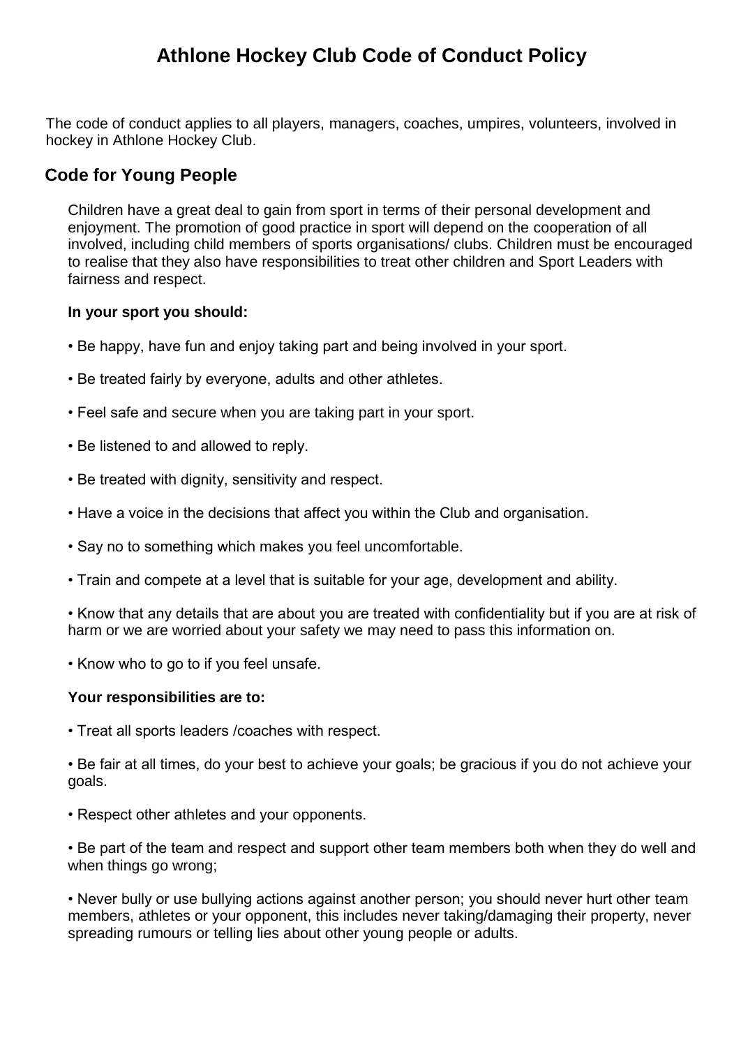# Athlone Hockey Club Code of Conduct Policy

The code of conduct applies to all players, managers, coaches, umpires, volunteers, involved in hockey in Athlone Hockey Club.

## Code for Young People

Children have a great deal to gain from sport in terms of their personal development and enjoyment. The promotion of good practice in sport will depend on the cooperation of all involved, including child members of sports organisations/ clubs. Children must be encouraged to realise that they also have responsibilities to treat other children and Sport Leaders with fairness and respect.

**In your sport you should:**

- Be happy, have fun and enjoy taking part and being involved in your sport.
- Be treated fairly by everyone, adults and other athletes.
- Feel safe and secure when you are taking part in your sport.
- Be listened to and allowed to reply.
- Be treated with dignity, sensitivity and respect.
- Have a voice in the decisions that affect you within the Club and organisation.
- Say no to something which makes you feel uncomfortable.
- Train and compete at a level that is suitable for your age, development and ability.
- Know that any details that are about you are treated with confidentiality but if you are at risk of harm or we are worried about your safety we may need to pass this information on.
- Know who to go to if you feel unsafe.

**Your responsibilities are to:**

- Treat all sports leaders /coaches with respect.
- Be fair at all times, do your best to achieve your goals; be gracious if you do not achieve your goals.
- Respect other athletes and your opponents.
- Be part of the team and respect and support other team members both when they do well and when things go wrong;
- Never bully or use bullying actions against another person; you should never hurt other team members, athletes or your opponent, this includes never taking/damaging their property, never spreading rumours or telling lies about other young people or adults.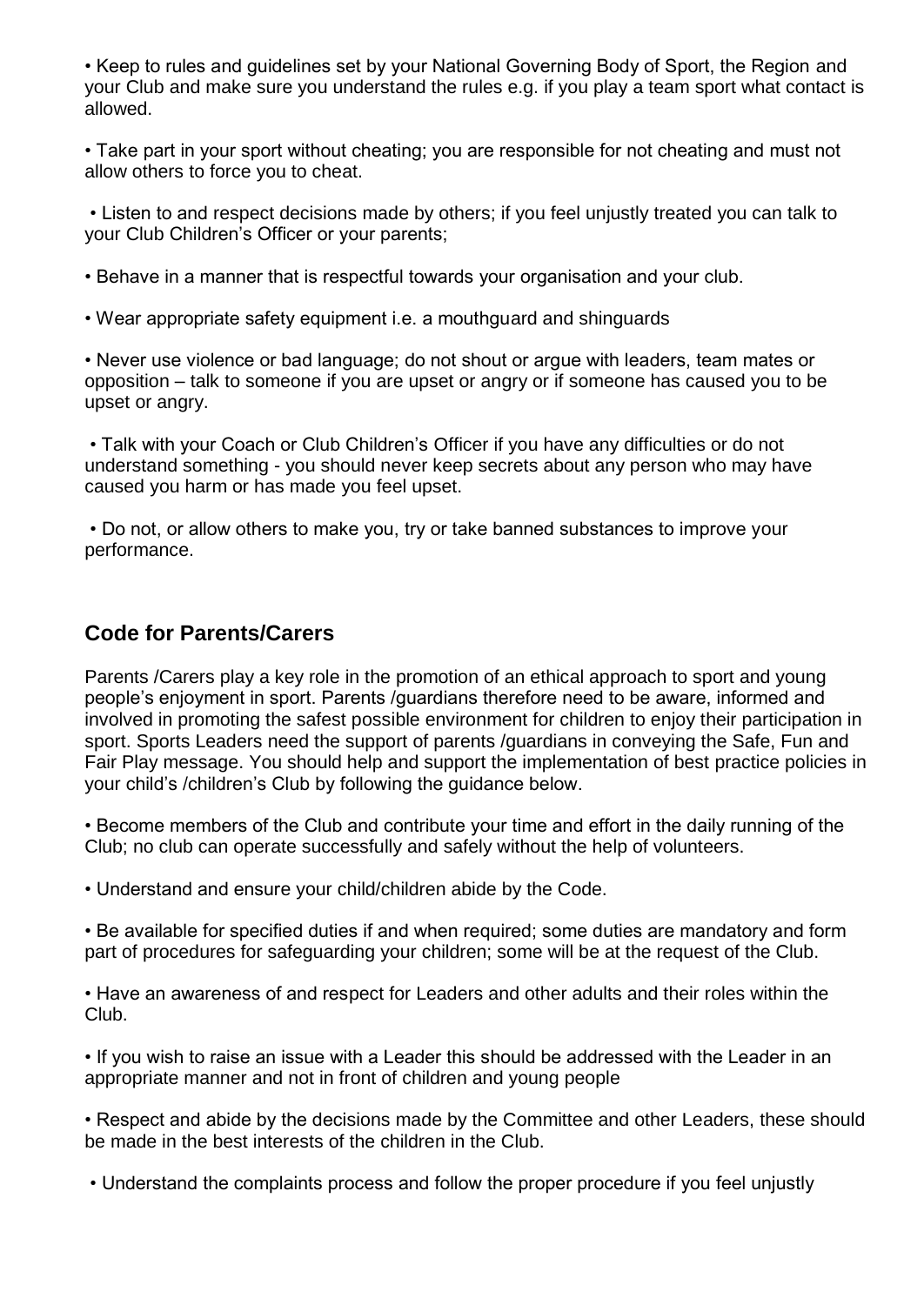- Keep to rules and guidelines set by your National Governing Body of Sport, the Region and your Club and make sure you understand the rules e.g. if you play a team sport what contact is allowed.

- Take part in your sport without cheating; you are responsible for not cheating and must not allow others to force you to cheat.

- Listen to and respect decisions made by others; if you feel unjustly treated you can talk to your Club Children's Officer or your parents;

- Behave in a manner that is respectful towards your organisation and your club.

- Wear appropriate safety equipment i.e. a mouthguard and shinguards

- Never use violence or bad language; do not shout or argue with leaders, team mates or opposition – talk to someone if you are upset or angry or if someone has caused you to be upset or angry.

- Talk with your Coach or Club Children's Officer if you have any difficulties or do not understand something - you should never keep secrets about any person who may have caused you harm or has made you feel upset.

- Do not, or allow others to make you, try or take banned substances to improve your performance.

## Code for Parents/Carers

Parents /Carers play a key role in the promotion of an ethical approach to sport and young people's enjoyment in sport. Parents /guardians therefore need to be aware, informed and involved in promoting the safest possible environment for children to enjoy their participation in sport. Sports Leaders need the support of parents /guardians in conveying the Safe, Fun and Fair Play message. You should help and support the implementation of best practice policies in your child's /children's Club by following the guidance below.

- Become members of the Club and contribute your time and effort in the daily running of the Club; no club can operate successfully and safely without the help of volunteers.

- Understand and ensure your child/children abide by the Code.

- Be available for specified duties if and when required; some duties are mandatory and form part of procedures for safeguarding your children; some will be at the request of the Club.

- Have an awareness of and respect for Leaders and other adults and their roles within the Club.

- If you wish to raise an issue with a Leader this should be addressed with the Leader in an appropriate manner and not in front of children and young people

- Respect and abide by the decisions made by the Committee and other Leaders, these should be made in the best interests of the children in the Club.

- Understand the complaints process and follow the proper procedure if you feel unjustly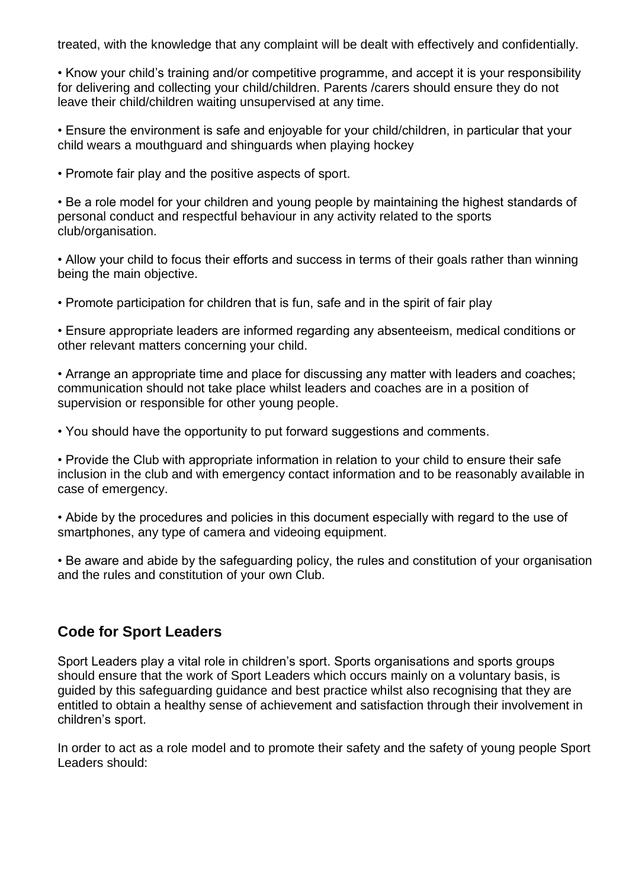treated, with the knowledge that any complaint will be dealt with effectively and confidentially.

- Know your child's training and/or competitive programme, and accept it is your responsibility for delivering and collecting your child/children. Parents /carers should ensure they do not leave their child/children waiting unsupervised at any time.

- Ensure the environment is safe and enjoyable for your child/children, in particular that your child wears a mouthguard and shinguards when playing hockey

- Promote fair play and the positive aspects of sport.

- Be a role model for your children and young people by maintaining the highest standards of personal conduct and respectful behaviour in any activity related to the sports club/organisation.

- Allow your child to focus their efforts and success in terms of their goals rather than winning being the main objective.

- Promote participation for children that is fun, safe and in the spirit of fair play

- Ensure appropriate leaders are informed regarding any absenteeism, medical conditions or other relevant matters concerning your child.

- Arrange an appropriate time and place for discussing any matter with leaders and coaches; communication should not take place whilst leaders and coaches are in a position of supervision or responsible for other young people.

- You should have the opportunity to put forward suggestions and comments.

- Provide the Club with appropriate information in relation to your child to ensure their safe inclusion in the club and with emergency contact information and to be reasonably available in case of emergency.

- Abide by the procedures and policies in this document especially with regard to the use of smartphones, any type of camera and videoing equipment.

- Be aware and abide by the safeguarding policy, the rules and constitution of your organisation and the rules and constitution of your own Club.

## Code for Sport Leaders

Sport Leaders play a vital role in children's sport. Sports organisations and sports groups should ensure that the work of Sport Leaders which occurs mainly on a voluntary basis, is guided by this safeguarding guidance and best practice whilst also recognising that they are entitled to obtain a healthy sense of achievement and satisfaction through their involvement in children's sport.

In order to act as a role model and to promote their safety and the safety of young people Sport Leaders should: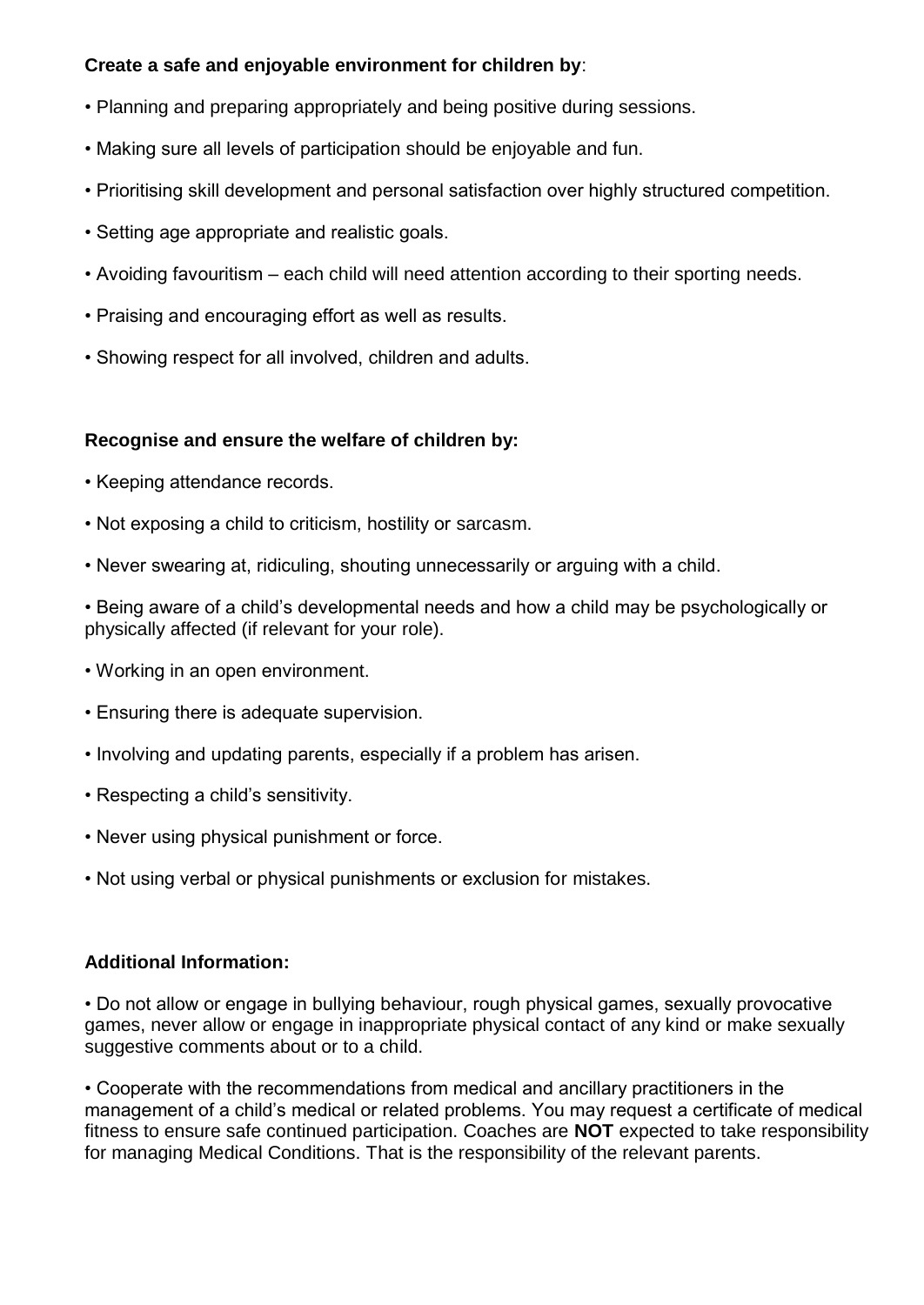**Create a safe and enjoyable environment for children by**:

- Planning and preparing appropriately and being positive during sessions.
- Making sure all levels of participation should be enjoyable and fun.
- Prioritising skill development and personal satisfaction over highly structured competition.
- Setting age appropriate and realistic goals.
- Avoiding favouritism – each child will need attention according to their sporting needs.
- Praising and encouraging effort as well as results.
- Showing respect for all involved, children and adults.

**Recognise and ensure the welfare of children by:**

- Keeping attendance records.
- Not exposing a child to criticism, hostility or sarcasm.
- Never swearing at, ridiculing, shouting unnecessarily or arguing with a child.
- Being aware of a child's developmental needs and how a child may be psychologically or physically affected (if relevant for your role).
- Working in an open environment.
- Ensuring there is adequate supervision.
- Involving and updating parents, especially if a problem has arisen.
- Respecting a child's sensitivity.
- Never using physical punishment or force.
- Not using verbal or physical punishments or exclusion for mistakes.

**Additional Information:**

- Do not allow or engage in bullying behaviour, rough physical games, sexually provocative games, never allow or engage in inappropriate physical contact of any kind or make sexually suggestive comments about or to a child.
- Cooperate with the recommendations from medical and ancillary practitioners in the management of a child's medical or related problems. You may request a certificate of medical fitness to ensure safe continued participation. Coaches are **NOT** expected to take responsibility for managing Medical Conditions. That is the responsibility of the relevant parents.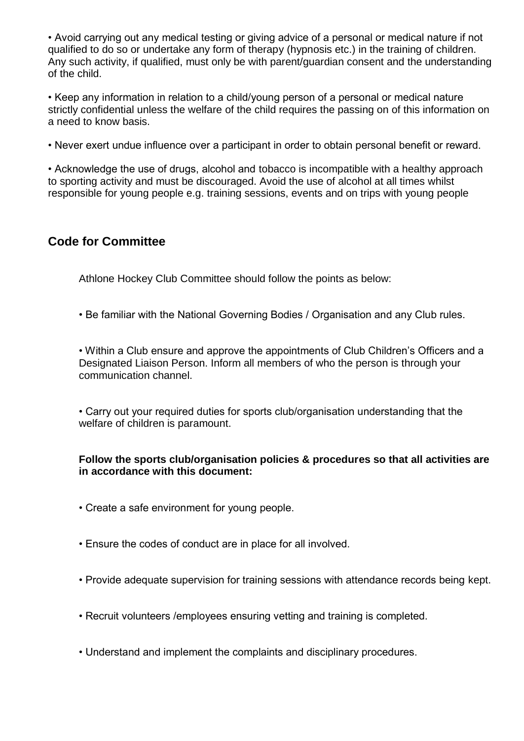- Avoid carrying out any medical testing or giving advice of a personal or medical nature if not qualified to do so or undertake any form of therapy (hypnosis etc.) in the training of children. Any such activity, if qualified, must only be with parent/guardian consent and the understanding of the child.

- Keep any information in relation to a child/young person of a personal or medical nature strictly confidential unless the welfare of the child requires the passing on of this information on a need to know basis.

- Never exert undue influence over a participant in order to obtain personal benefit or reward.

- Acknowledge the use of drugs, alcohol and tobacco is incompatible with a healthy approach to sporting activity and must be discouraged. Avoid the use of alcohol at all times whilst responsible for young people e.g. training sessions, events and on trips with young people

## Code for Committee

Athlone Hockey Club Committee should follow the points as below:

- Be familiar with the National Governing Bodies / Organisation and any Club rules.

- Within a Club ensure and approve the appointments of Club Children's Officers and a Designated Liaison Person. Inform all members of who the person is through your communication channel.

- Carry out your required duties for sports club/organisation understanding that the welfare of children is paramount.

**Follow the sports club/organisation policies & procedures so that all activities are in accordance with this document:**

- Create a safe environment for young people.

- Ensure the codes of conduct are in place for all involved.

- Provide adequate supervision for training sessions with attendance records being kept.

- Recruit volunteers /employees ensuring vetting and training is completed.

- Understand and implement the complaints and disciplinary procedures.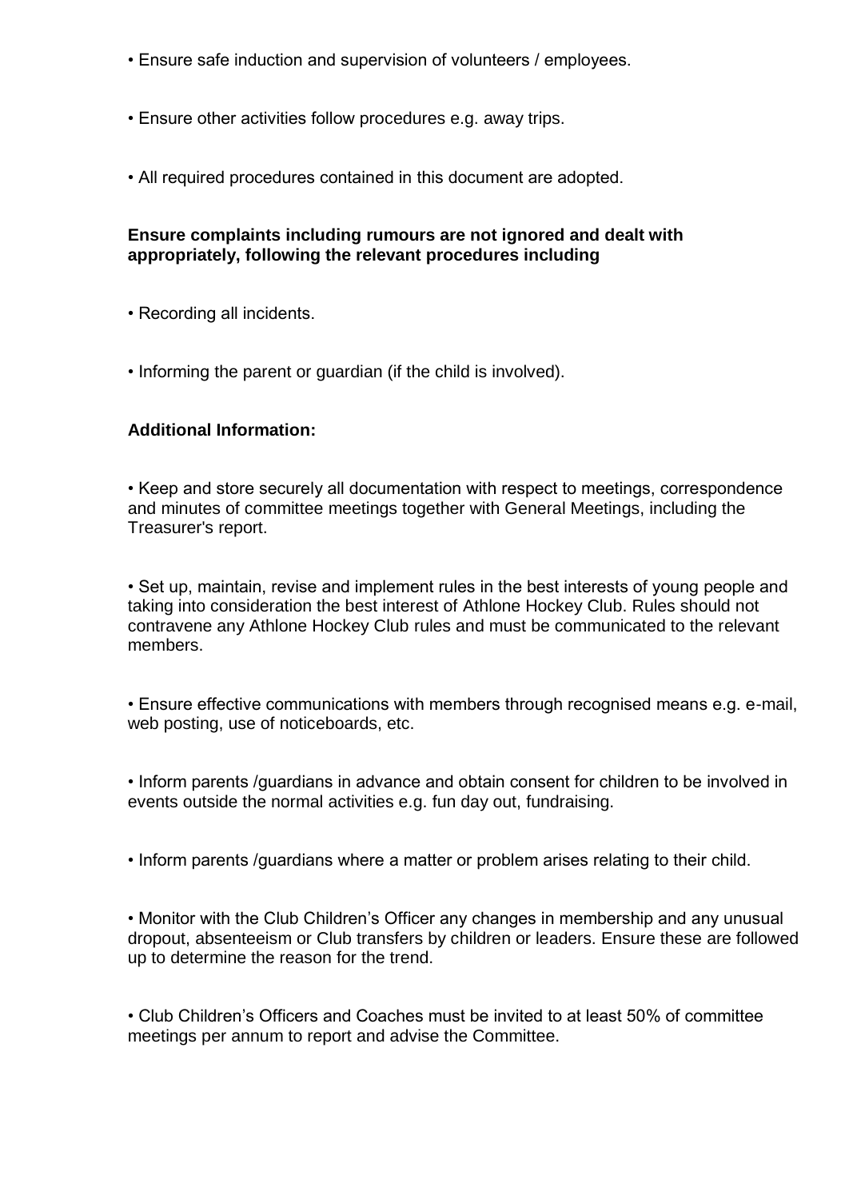- Ensure safe induction and supervision of volunteers / employees.

- Ensure other activities follow procedures e.g. away trips.

- All required procedures contained in this document are adopted.

**Ensure complaints including rumours are not ignored and dealt with appropriately, following the relevant procedures including**

- Recording all incidents.

- Informing the parent or guardian (if the child is involved).

**Additional Information:**

- Keep and store securely all documentation with respect to meetings, correspondence and minutes of committee meetings together with General Meetings, including the Treasurer's report.

- Set up, maintain, revise and implement rules in the best interests of young people and taking into consideration the best interest of Athlone Hockey Club. Rules should not contravene any Athlone Hockey Club rules and must be communicated to the relevant members.

- Ensure effective communications with members through recognised means e.g. e-mail, web posting, use of noticeboards, etc.

- Inform parents /guardians in advance and obtain consent for children to be involved in events outside the normal activities e.g. fun day out, fundraising.

- Inform parents /guardians where a matter or problem arises relating to their child.

- Monitor with the Club Children's Officer any changes in membership and any unusual dropout, absenteeism or Club transfers by children or leaders. Ensure these are followed up to determine the reason for the trend.

- Club Children's Officers and Coaches must be invited to at least 50% of committee meetings per annum to report and advise the Committee.